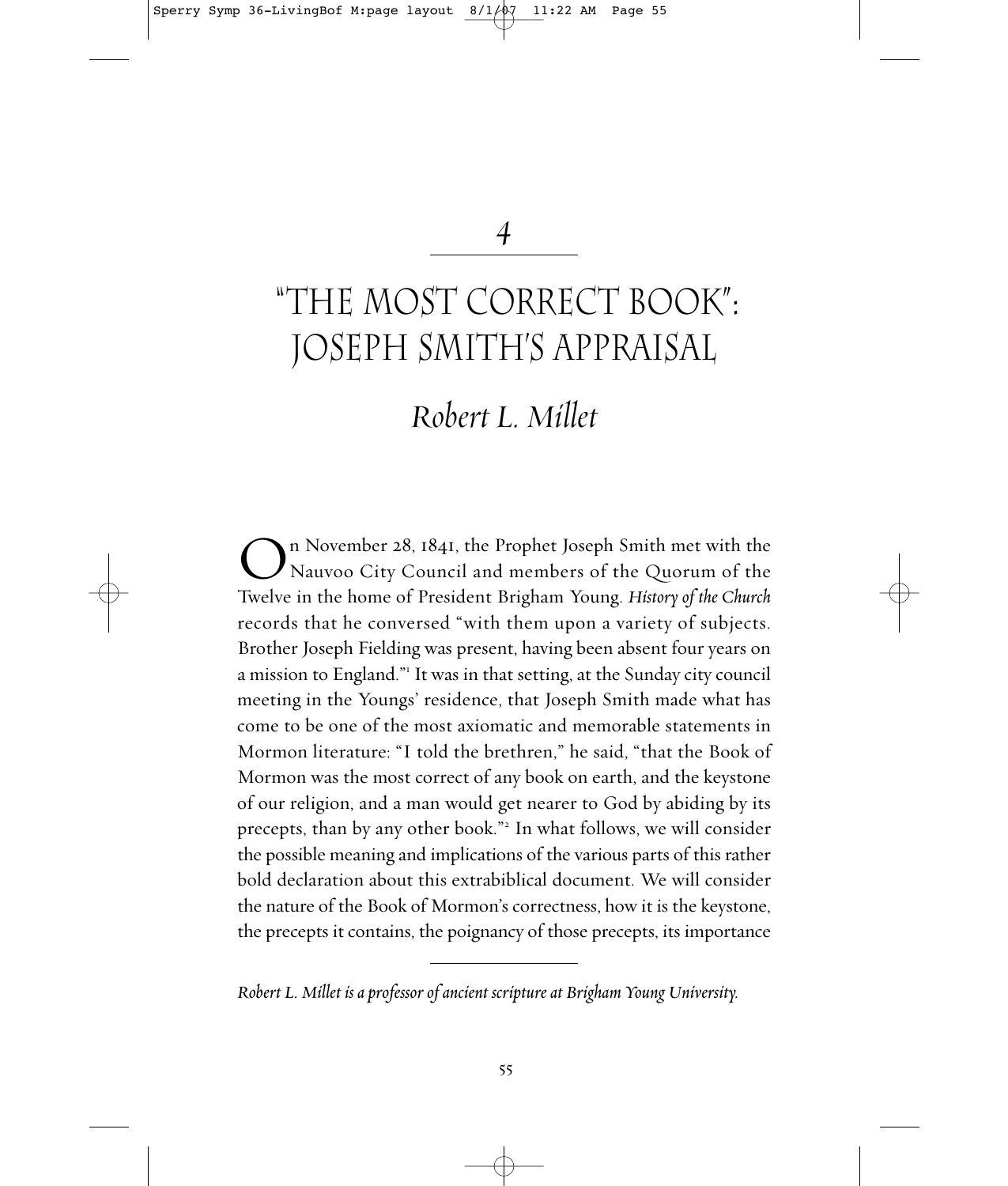4

# "The Most Correct Book": Joseph Smith's Appraisal

## *Robert L. Millet*

On November 28, 1841, the Prophet Joseph Smith met with the Nauvoo City Council and members of the Quorum of the Twelve in the home of President Brigham Young. *History of the Church* records that he conversed "with them upon a variety of subjects. Brother Joseph Fielding was present, having been absent four years on a mission to England."[1] It was in that setting, at the Sunday city council meeting in the Youngs' residence, that Joseph Smith made what has come to be one of the most axiomatic and memorable statements in Mormon literature: "I told the brethren," he said, "that the Book of Mormon was the most correct of any book on earth, and the keystone of our religion, and a man would get nearer to God by abiding by its precepts, than by any other book."[2] In what follows, we will consider the possible meaning and implications of the various parts of this rather bold declaration about this extrabiblical document. We will consider the nature of the Book of Mormon's correctness, how it is the keystone, the precepts it contains, the poignancy of those precepts, its importance

---

*Robert L. Millet is a professor of ancient scripture at Brigham Young University.*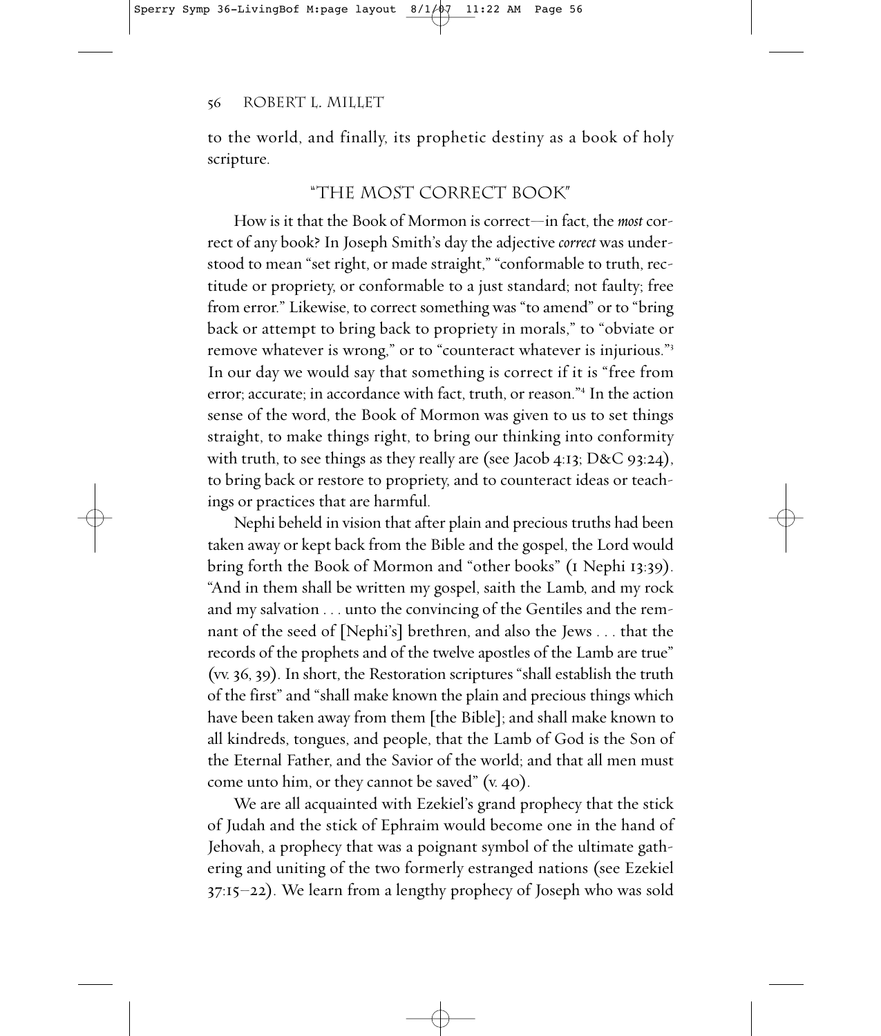to the world, and finally, its prophetic destiny as a book of holy scripture.

## "THE MOST CORRECT BOOK"

How is it that the Book of Mormon is correct—in fact, the *most* correct of any book? In Joseph Smith's day the adjective *correct* was understood to mean "set right, or made straight," "conformable to truth, rectitude or propriety, or conformable to a just standard; not faulty; free from error." Likewise, to correct something was "to amend" or to "bring back or attempt to bring back to propriety in morals," to "obviate or remove whatever is wrong," or to "counteract whatever is injurious."[3] In our day we would say that something is correct if it is "free from error; accurate; in accordance with fact, truth, or reason."[4] In the action sense of the word, the Book of Mormon was given to us to set things straight, to make things right, to bring our thinking into conformity with truth, to see things as they really are (see Jacob 4:13; D&C 93:24), to bring back or restore to propriety, and to counteract ideas or teachings or practices that are harmful.

Nephi beheld in vision that after plain and precious truths had been taken away or kept back from the Bible and the gospel, the Lord would bring forth the Book of Mormon and "other books" (1 Nephi 13:39). "And in them shall be written my gospel, saith the Lamb, and my rock and my salvation . . . unto the convincing of the Gentiles and the remnant of the seed of [Nephi's] brethren, and also the Jews . . . that the records of the prophets and of the twelve apostles of the Lamb are true" (vv. 36, 39). In short, the Restoration scriptures "shall establish the truth of the first" and "shall make known the plain and precious things which have been taken away from them [the Bible]; and shall make known to all kindreds, tongues, and people, that the Lamb of God is the Son of the Eternal Father, and the Savior of the world; and that all men must come unto him, or they cannot be saved" (v. 40).

We are all acquainted with Ezekiel's grand prophecy that the stick of Judah and the stick of Ephraim would become one in the hand of Jehovah, a prophecy that was a poignant symbol of the ultimate gathering and uniting of the two formerly estranged nations (see Ezekiel 37:15–22). We learn from a lengthy prophecy of Joseph who was sold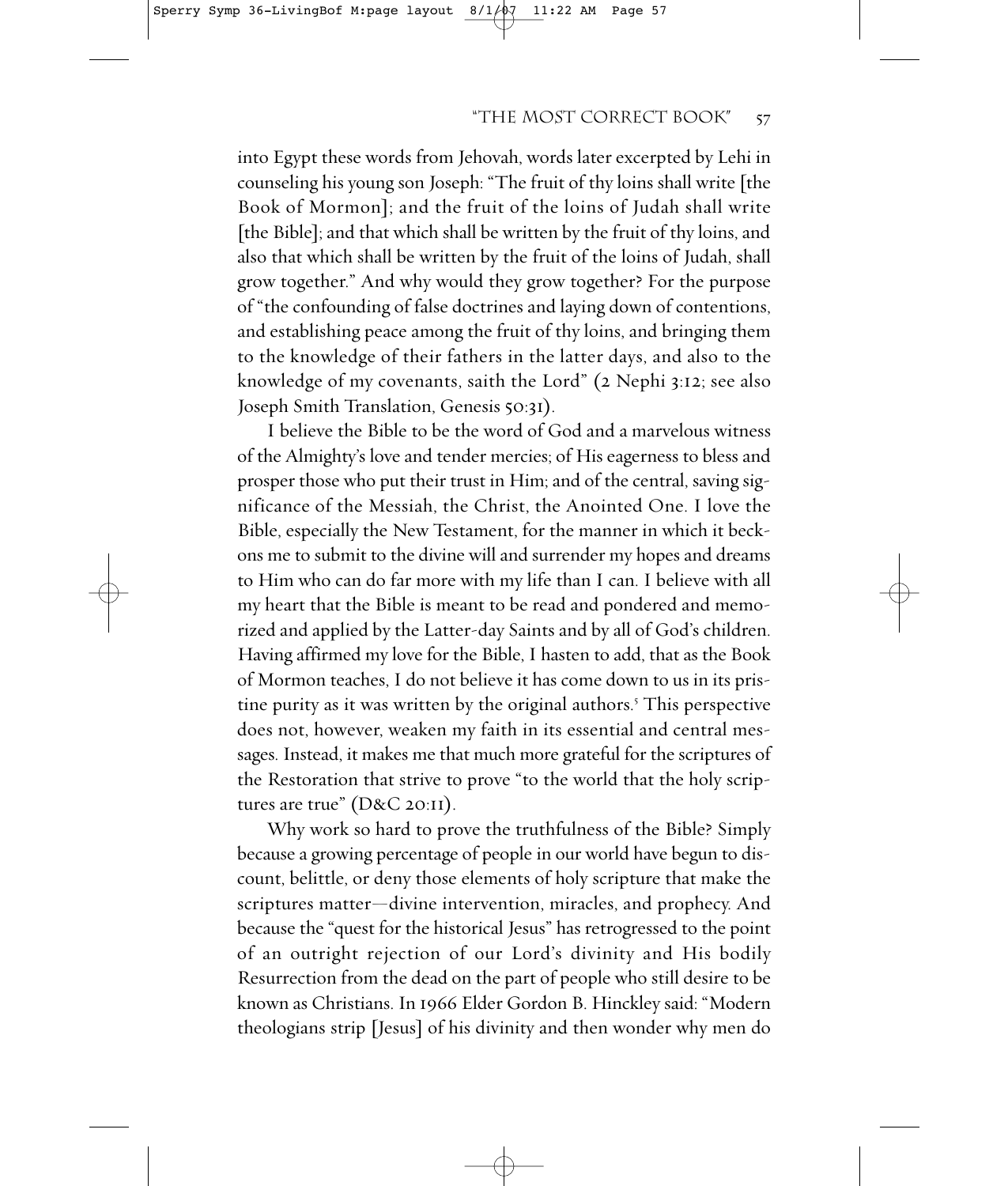into Egypt these words from Jehovah, words later excerpted by Lehi in counseling his young son Joseph: "The fruit of thy loins shall write [the Book of Mormon]; and the fruit of the loins of Judah shall write [the Bible]; and that which shall be written by the fruit of thy loins, and also that which shall be written by the fruit of the loins of Judah, shall grow together." And why would they grow together? For the purpose of "the confounding of false doctrines and laying down of contentions, and establishing peace among the fruit of thy loins, and bringing them to the knowledge of their fathers in the latter days, and also to the knowledge of my covenants, saith the Lord" (2 Nephi 3:12; see also Joseph Smith Translation, Genesis 50:31).

I believe the Bible to be the word of God and a marvelous witness of the Almighty's love and tender mercies; of His eagerness to bless and prosper those who put their trust in Him; and of the central, saving significance of the Messiah, the Christ, the Anointed One. I love the Bible, especially the New Testament, for the manner in which it beckons me to submit to the divine will and surrender my hopes and dreams to Him who can do far more with my life than I can. I believe with all my heart that the Bible is meant to be read and pondered and memorized and applied by the Latter-day Saints and by all of God's children. Having affirmed my love for the Bible, I hasten to add, that as the Book of Mormon teaches, I do not believe it has come down to us in its pristine purity as it was written by the original authors.[5] This perspective does not, however, weaken my faith in its essential and central messages. Instead, it makes me that much more grateful for the scriptures of the Restoration that strive to prove "to the world that the holy scriptures are true" (D&C 20:11).

Why work so hard to prove the truthfulness of the Bible? Simply because a growing percentage of people in our world have begun to discount, belittle, or deny those elements of holy scripture that make the scriptures matter—divine intervention, miracles, and prophecy. And because the "quest for the historical Jesus" has retrogressed to the point of an outright rejection of our Lord's divinity and His bodily Resurrection from the dead on the part of people who still desire to be known as Christians. In 1966 Elder Gordon B. Hinckley said: "Modern theologians strip [Jesus] of his divinity and then wonder why men do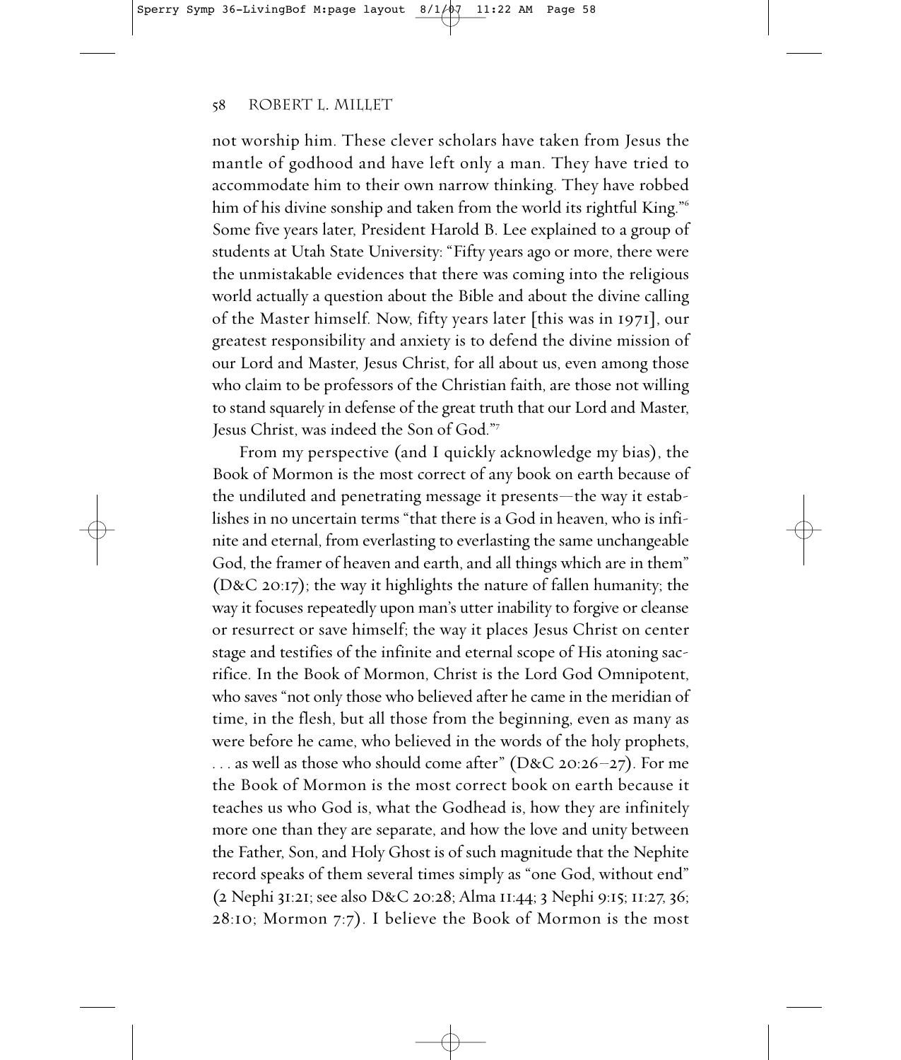not worship him. These clever scholars have taken from Jesus the mantle of godhood and have left only a man. They have tried to accommodate him to their own narrow thinking. They have robbed him of his divine sonship and taken from the world its rightful King."[6] Some five years later, President Harold B. Lee explained to a group of students at Utah State University: "Fifty years ago or more, there were the unmistakable evidences that there was coming into the religious world actually a question about the Bible and about the divine calling of the Master himself. Now, fifty years later [this was in 1971], our greatest responsibility and anxiety is to defend the divine mission of our Lord and Master, Jesus Christ, for all about us, even among those who claim to be professors of the Christian faith, are those not willing to stand squarely in defense of the great truth that our Lord and Master, Jesus Christ, was indeed the Son of God."[7]

From my perspective (and I quickly acknowledge my bias), the Book of Mormon is the most correct of any book on earth because of the undiluted and penetrating message it presents—the way it establishes in no uncertain terms "that there is a God in heaven, who is infinite and eternal, from everlasting to everlasting the same unchangeable God, the framer of heaven and earth, and all things which are in them" (D&C 20:17); the way it highlights the nature of fallen humanity; the way it focuses repeatedly upon man's utter inability to forgive or cleanse or resurrect or save himself; the way it places Jesus Christ on center stage and testifies of the infinite and eternal scope of His atoning sacrifice. In the Book of Mormon, Christ is the Lord God Omnipotent, who saves "not only those who believed after he came in the meridian of time, in the flesh, but all those from the beginning, even as many as were before he came, who believed in the words of the holy prophets, . . . as well as those who should come after" (D&C 20:26–27). For me the Book of Mormon is the most correct book on earth because it teaches us who God is, what the Godhead is, how they are infinitely more one than they are separate, and how the love and unity between the Father, Son, and Holy Ghost is of such magnitude that the Nephite record speaks of them several times simply as "one God, without end" (2 Nephi 31:21; see also D&C 20:28; Alma 11:44; 3 Nephi 9:15; 11:27, 36; 28:10; Mormon 7:7). I believe the Book of Mormon is the most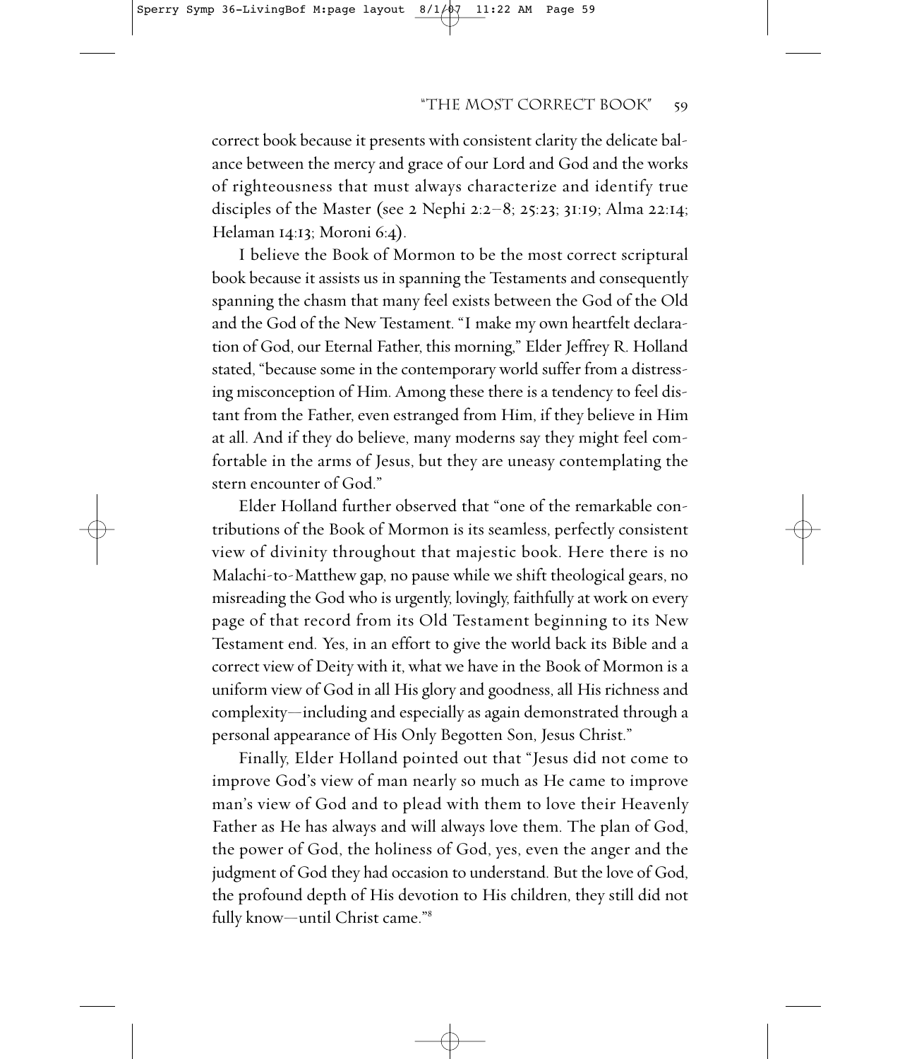correct book because it presents with consistent clarity the delicate balance between the mercy and grace of our Lord and God and the works of righteousness that must always characterize and identify true disciples of the Master (see 2 Nephi 2:2–8; 25:23; 31:19; Alma 22:14; Helaman 14:13; Moroni 6:4).

I believe the Book of Mormon to be the most correct scriptural book because it assists us in spanning the Testaments and consequently spanning the chasm that many feel exists between the God of the Old and the God of the New Testament. "I make my own heartfelt declaration of God, our Eternal Father, this morning," Elder Jeffrey R. Holland stated, "because some in the contemporary world suffer from a distressing misconception of Him. Among these there is a tendency to feel distant from the Father, even estranged from Him, if they believe in Him at all. And if they do believe, many moderns say they might feel comfortable in the arms of Jesus, but they are uneasy contemplating the stern encounter of God."

Elder Holland further observed that "one of the remarkable contributions of the Book of Mormon is its seamless, perfectly consistent view of divinity throughout that majestic book. Here there is no Malachi-to-Matthew gap, no pause while we shift theological gears, no misreading the God who is urgently, lovingly, faithfully at work on every page of that record from its Old Testament beginning to its New Testament end. Yes, in an effort to give the world back its Bible and a correct view of Deity with it, what we have in the Book of Mormon is a uniform view of God in all His glory and goodness, all His richness and complexity—including and especially as again demonstrated through a personal appearance of His Only Begotten Son, Jesus Christ."

Finally, Elder Holland pointed out that "Jesus did not come to improve God's view of man nearly so much as He came to improve man's view of God and to plead with them to love their Heavenly Father as He has always and will always love them. The plan of God, the power of God, the holiness of God, yes, even the anger and the judgment of God they had occasion to understand. But the love of God, the profound depth of His devotion to His children, they still did not fully know—until Christ came."[8]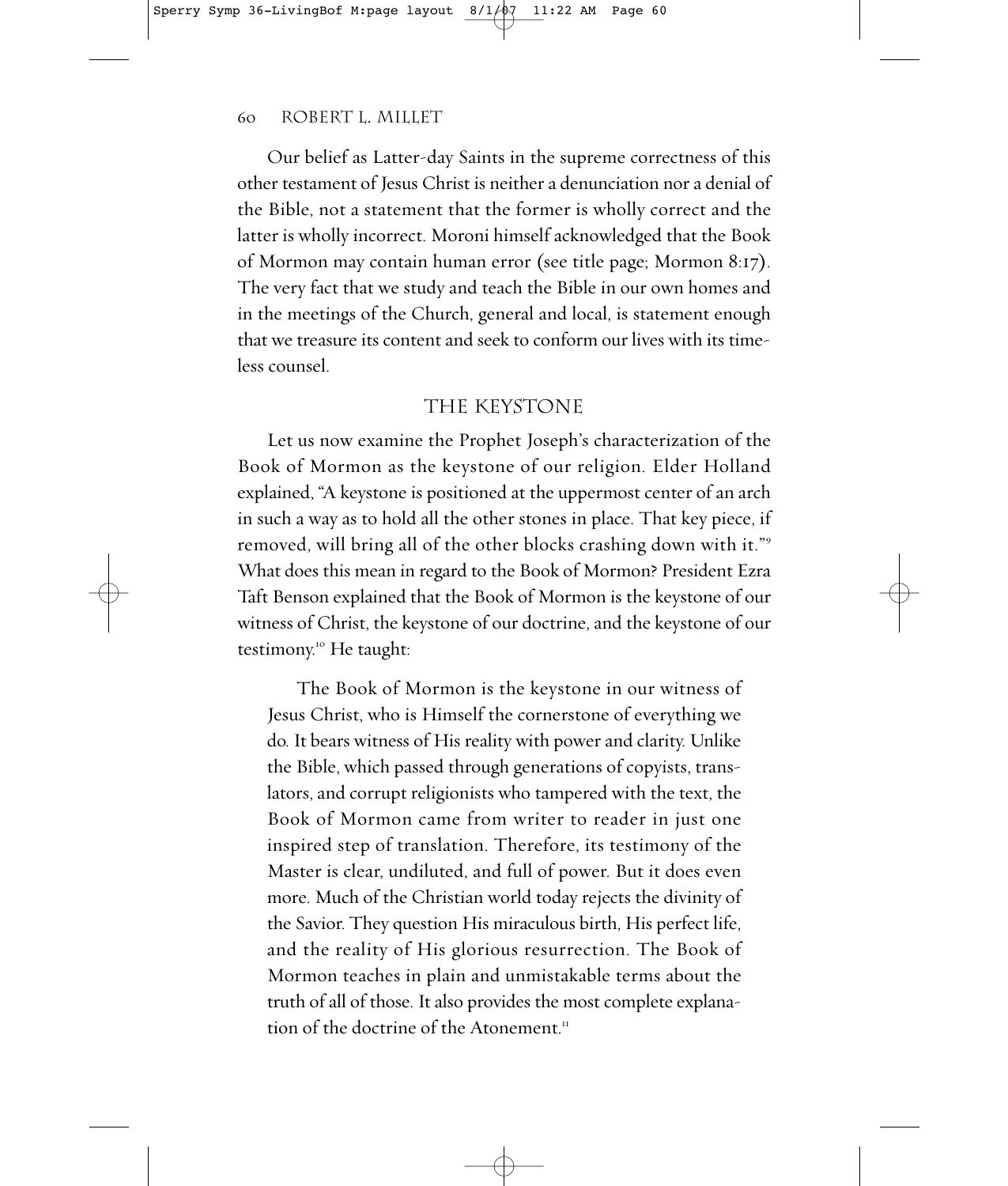Our belief as Latter-day Saints in the supreme correctness of this other testament of Jesus Christ is neither a denunciation nor a denial of the Bible, not a statement that the former is wholly correct and the latter is wholly incorrect. Moroni himself acknowledged that the Book of Mormon may contain human error (see title page; Mormon 8:17). The very fact that we study and teach the Bible in our own homes and in the meetings of the Church, general and local, is statement enough that we treasure its content and seek to conform our lives with its timeless counsel.

## THE KEYSTONE

Let us now examine the Prophet Joseph's characterization of the Book of Mormon as the keystone of our religion. Elder Holland explained, "A keystone is positioned at the uppermost center of an arch in such a way as to hold all the other stones in place. That key piece, if removed, will bring all of the other blocks crashing down with it."[9] What does this mean in regard to the Book of Mormon? President Ezra Taft Benson explained that the Book of Mormon is the keystone of our witness of Christ, the keystone of our doctrine, and the keystone of our testimony.[10] He taught:

> The Book of Mormon is the keystone in our witness of Jesus Christ, who is Himself the cornerstone of everything we do. It bears witness of His reality with power and clarity. Unlike the Bible, which passed through generations of copyists, translators, and corrupt religionists who tampered with the text, the Book of Mormon came from writer to reader in just one inspired step of translation. Therefore, its testimony of the Master is clear, undiluted, and full of power. But it does even more. Much of the Christian world today rejects the divinity of the Savior. They question His miraculous birth, His perfect life, and the reality of His glorious resurrection. The Book of Mormon teaches in plain and unmistakable terms about the truth of all of those. It also provides the most complete explanation of the doctrine of the Atonement.[11]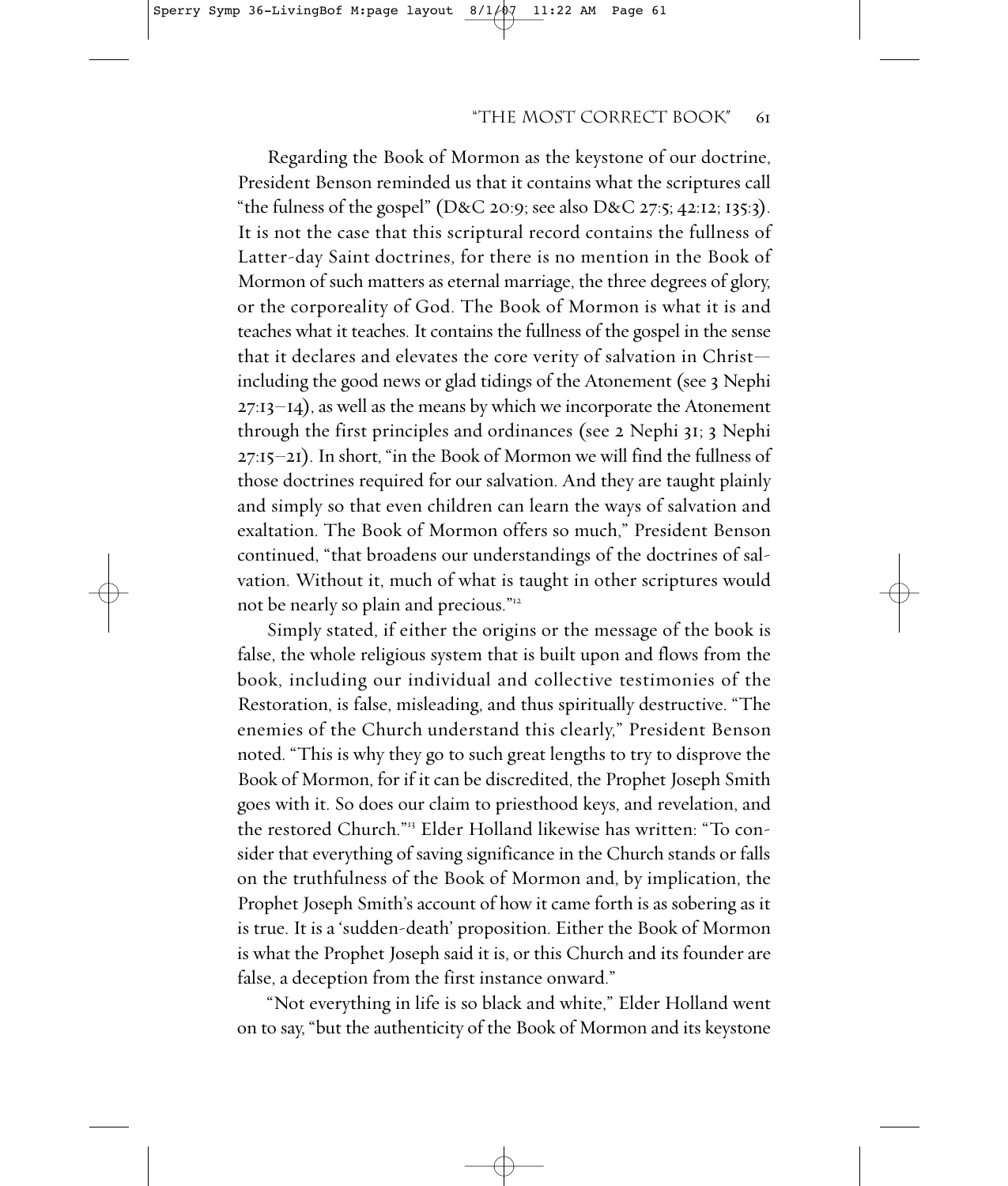Regarding the Book of Mormon as the keystone of our doctrine, President Benson reminded us that it contains what the scriptures call "the fulness of the gospel" (D&C 20:9; see also D&C 27:5; 42:12; 135:3). It is not the case that this scriptural record contains the fullness of Latter-day Saint doctrines, for there is no mention in the Book of Mormon of such matters as eternal marriage, the three degrees of glory, or the corporeality of God. The Book of Mormon is what it is and teaches what it teaches. It contains the fullness of the gospel in the sense that it declares and elevates the core verity of salvation in Christ—including the good news or glad tidings of the Atonement (see 3 Nephi 27:13–14), as well as the means by which we incorporate the Atonement through the first principles and ordinances (see 2 Nephi 31; 3 Nephi 27:15–21). In short, "in the Book of Mormon we will find the fullness of those doctrines required for our salvation. And they are taught plainly and simply so that even children can learn the ways of salvation and exaltation. The Book of Mormon offers so much," President Benson continued, "that broadens our understandings of the doctrines of salvation. Without it, much of what is taught in other scriptures would not be nearly so plain and precious."[12]

Simply stated, if either the origins or the message of the book is false, the whole religious system that is built upon and flows from the book, including our individual and collective testimonies of the Restoration, is false, misleading, and thus spiritually destructive. "The enemies of the Church understand this clearly," President Benson noted. "This is why they go to such great lengths to try to disprove the Book of Mormon, for if it can be discredited, the Prophet Joseph Smith goes with it. So does our claim to priesthood keys, and revelation, and the restored Church."[13] Elder Holland likewise has written: "To consider that everything of saving significance in the Church stands or falls on the truthfulness of the Book of Mormon and, by implication, the Prophet Joseph Smith's account of how it came forth is as sobering as it is true. It is a 'sudden-death' proposition. Either the Book of Mormon is what the Prophet Joseph said it is, or this Church and its founder are false, a deception from the first instance onward."

"Not everything in life is so black and white," Elder Holland went on to say, "but the authenticity of the Book of Mormon and its keystone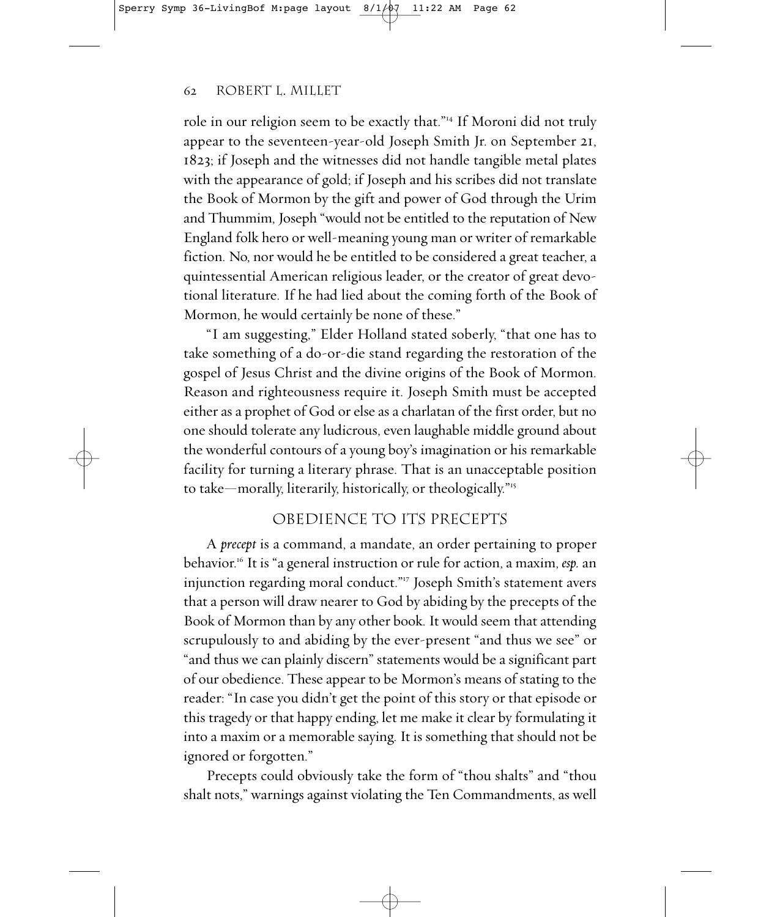role in our religion seem to be exactly that."[14] If Moroni did not truly appear to the seventeen-year-old Joseph Smith Jr. on September 21, 1823; if Joseph and the witnesses did not handle tangible metal plates with the appearance of gold; if Joseph and his scribes did not translate the Book of Mormon by the gift and power of God through the Urim and Thummim, Joseph "would not be entitled to the reputation of New England folk hero or well-meaning young man or writer of remarkable fiction. No, nor would he be entitled to be considered a great teacher, a quintessential American religious leader, or the creator of great devotional literature. If he had lied about the coming forth of the Book of Mormon, he would certainly be none of these."

"I am suggesting," Elder Holland stated soberly, "that one has to take something of a do-or-die stand regarding the restoration of the gospel of Jesus Christ and the divine origins of the Book of Mormon. Reason and righteousness require it. Joseph Smith must be accepted either as a prophet of God or else as a charlatan of the first order, but no one should tolerate any ludicrous, even laughable middle ground about the wonderful contours of a young boy's imagination or his remarkable facility for turning a literary phrase. That is an unacceptable position to take—morally, literarily, historically, or theologically."[15]

## OBEDIENCE TO ITS PRECEPTS

A *precept* is a command, a mandate, an order pertaining to proper behavior.[16] It is "a general instruction or rule for action, a maxim, *esp.* an injunction regarding moral conduct."[17] Joseph Smith's statement avers that a person will draw nearer to God by abiding by the precepts of the Book of Mormon than by any other book. It would seem that attending scrupulously to and abiding by the ever-present "and thus we see" or "and thus we can plainly discern" statements would be a significant part of our obedience. These appear to be Mormon's means of stating to the reader: "In case you didn't get the point of this story or that episode or this tragedy or that happy ending, let me make it clear by formulating it into a maxim or a memorable saying. It is something that should not be ignored or forgotten."

Precepts could obviously take the form of "thou shalts" and "thou shalt nots," warnings against violating the Ten Commandments, as well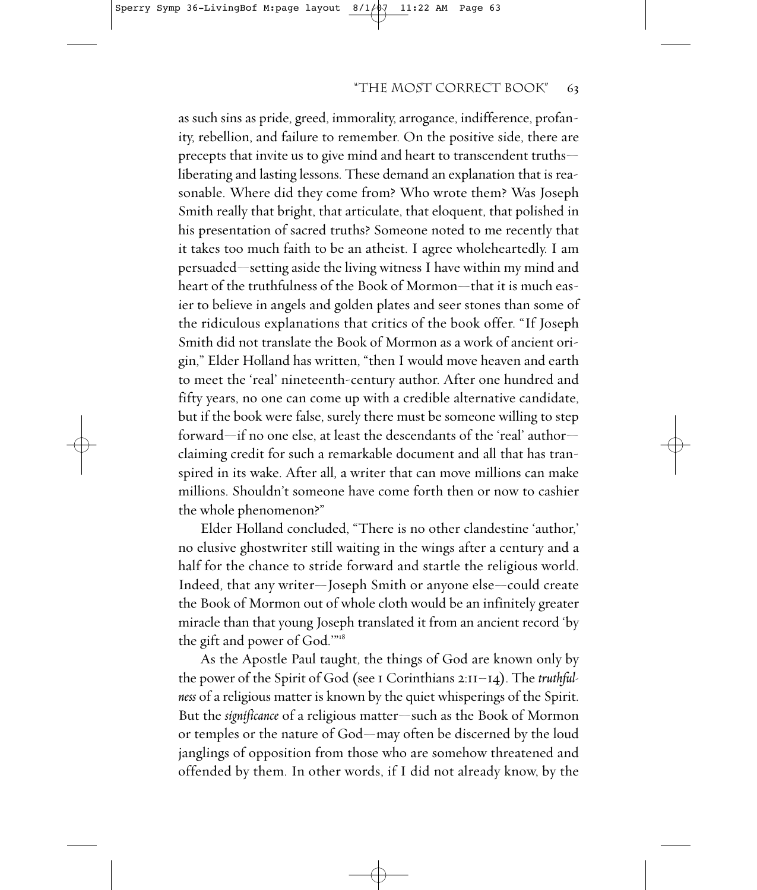as such sins as pride, greed, immorality, arrogance, indifference, profanity, rebellion, and failure to remember. On the positive side, there are precepts that invite us to give mind and heart to transcendent truths—liberating and lasting lessons. These demand an explanation that is reasonable. Where did they come from? Who wrote them? Was Joseph Smith really that bright, that articulate, that eloquent, that polished in his presentation of sacred truths? Someone noted to me recently that it takes too much faith to be an atheist. I agree wholeheartedly. I am persuaded—setting aside the living witness I have within my mind and heart of the truthfulness of the Book of Mormon—that it is much easier to believe in angels and golden plates and seer stones than some of the ridiculous explanations that critics of the book offer. "If Joseph Smith did not translate the Book of Mormon as a work of ancient origin," Elder Holland has written, "then I would move heaven and earth to meet the 'real' nineteenth-century author. After one hundred and fifty years, no one can come up with a credible alternative candidate, but if the book were false, surely there must be someone willing to step forward—if no one else, at least the descendants of the 'real' author—claiming credit for such a remarkable document and all that has transpired in its wake. After all, a writer that can move millions can make millions. Shouldn't someone have come forth then or now to cashier the whole phenomenon?"

Elder Holland concluded, "There is no other clandestine 'author,' no elusive ghostwriter still waiting in the wings after a century and a half for the chance to stride forward and startle the religious world. Indeed, that any writer—Joseph Smith or anyone else—could create the Book of Mormon out of whole cloth would be an infinitely greater miracle than that young Joseph translated it from an ancient record 'by the gift and power of God.'"[18]

As the Apostle Paul taught, the things of God are known only by the power of the Spirit of God (see 1 Corinthians 2:11–14). The *truthfulness* of a religious matter is known by the quiet whisperings of the Spirit. But the *significance* of a religious matter—such as the Book of Mormon or temples or the nature of God—may often be discerned by the loud janglings of opposition from those who are somehow threatened and offended by them. In other words, if I did not already know, by the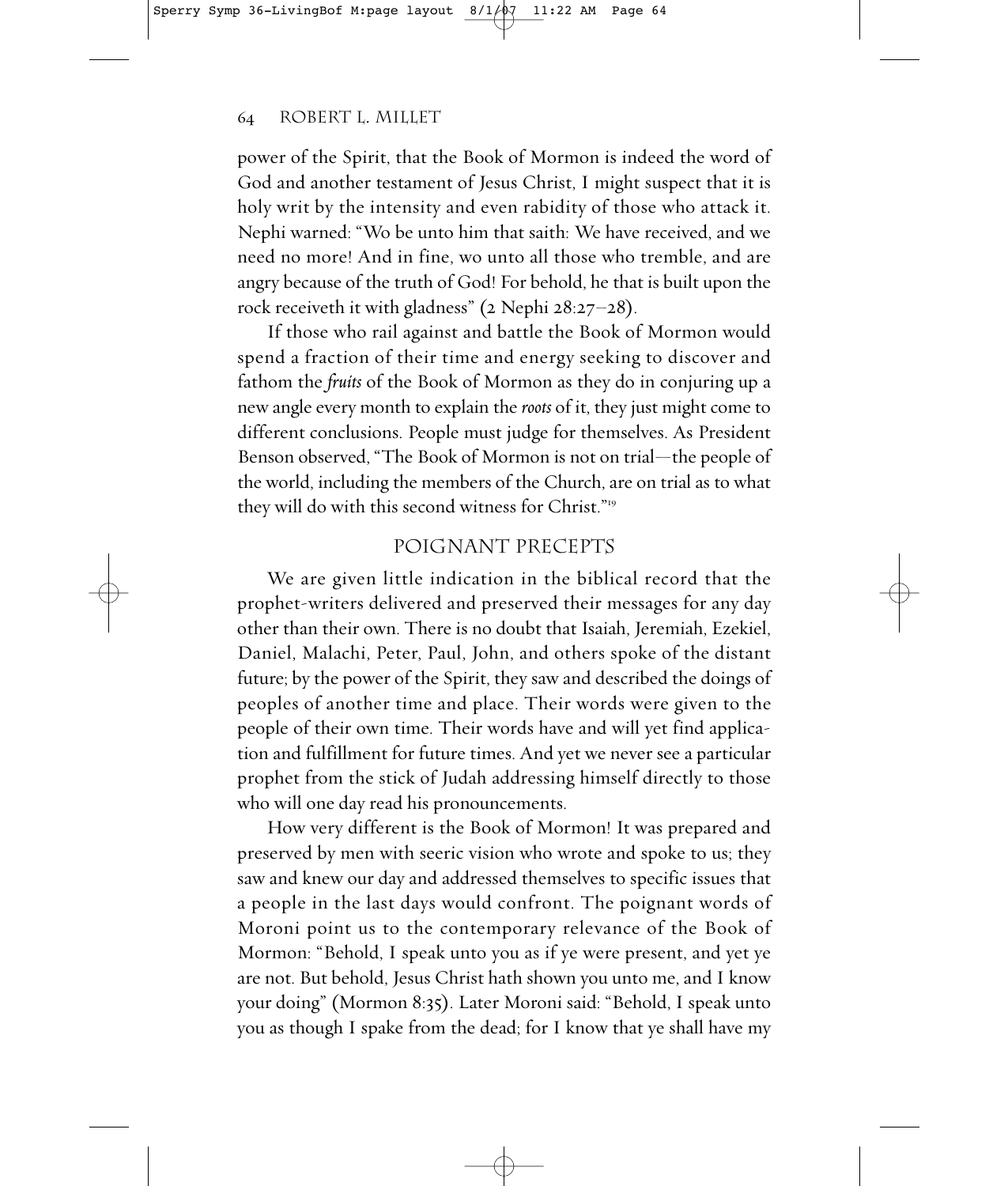power of the Spirit, that the Book of Mormon is indeed the word of God and another testament of Jesus Christ, I might suspect that it is holy writ by the intensity and even rabidity of those who attack it. Nephi warned: "Wo be unto him that saith: We have received, and we need no more! And in fine, wo unto all those who tremble, and are angry because of the truth of God! For behold, he that is built upon the rock receiveth it with gladness" (2 Nephi 28:27–28).

If those who rail against and battle the Book of Mormon would spend a fraction of their time and energy seeking to discover and fathom the *fruits* of the Book of Mormon as they do in conjuring up a new angle every month to explain the *roots* of it, they just might come to different conclusions. People must judge for themselves. As President Benson observed, "The Book of Mormon is not on trial—the people of the world, including the members of the Church, are on trial as to what they will do with this second witness for Christ."[19]

## POIGNANT PRECEPTS

We are given little indication in the biblical record that the prophet-writers delivered and preserved their messages for any day other than their own. There is no doubt that Isaiah, Jeremiah, Ezekiel, Daniel, Malachi, Peter, Paul, John, and others spoke of the distant future; by the power of the Spirit, they saw and described the doings of peoples of another time and place. Their words were given to the people of their own time. Their words have and will yet find application and fulfillment for future times. And yet we never see a particular prophet from the stick of Judah addressing himself directly to those who will one day read his pronouncements.

How very different is the Book of Mormon! It was prepared and preserved by men with seeric vision who wrote and spoke to us; they saw and knew our day and addressed themselves to specific issues that a people in the last days would confront. The poignant words of Moroni point us to the contemporary relevance of the Book of Mormon: "Behold, I speak unto you as if ye were present, and yet ye are not. But behold, Jesus Christ hath shown you unto me, and I know your doing" (Mormon 8:35). Later Moroni said: "Behold, I speak unto you as though I spake from the dead; for I know that ye shall have my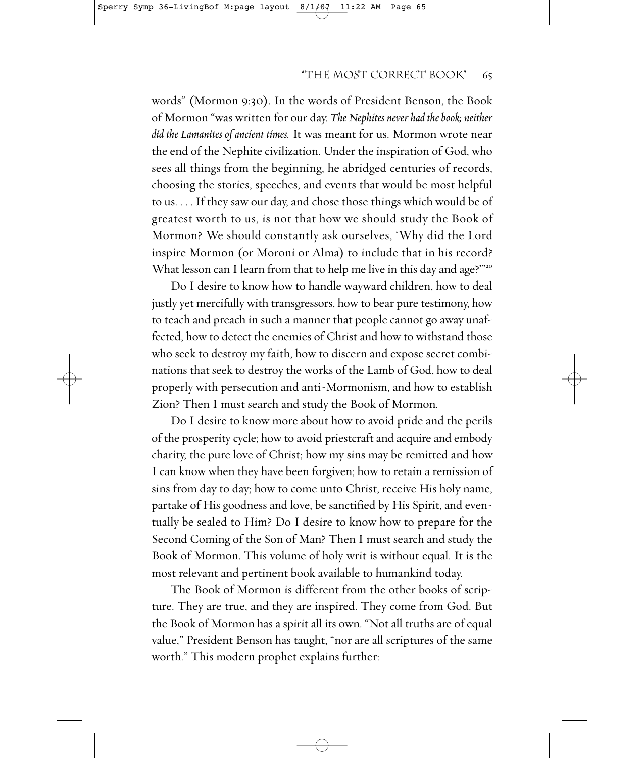words" (Mormon 9:30). In the words of President Benson, the Book of Mormon "was written for our day. *The Nephites never had the book; neither did the Lamanites of ancient times.* It was meant for us. Mormon wrote near the end of the Nephite civilization. Under the inspiration of God, who sees all things from the beginning, he abridged centuries of records, choosing the stories, speeches, and events that would be most helpful to us. . . . If they saw our day, and chose those things which would be of greatest worth to us, is not that how we should study the Book of Mormon? We should constantly ask ourselves, 'Why did the Lord inspire Mormon (or Moroni or Alma) to include that in his record? What lesson can I learn from that to help me live in this day and age?'"[20]

Do I desire to know how to handle wayward children, how to deal justly yet mercifully with transgressors, how to bear pure testimony, how to teach and preach in such a manner that people cannot go away unaffected, how to detect the enemies of Christ and how to withstand those who seek to destroy my faith, how to discern and expose secret combinations that seek to destroy the works of the Lamb of God, how to deal properly with persecution and anti-Mormonism, and how to establish Zion? Then I must search and study the Book of Mormon.

Do I desire to know more about how to avoid pride and the perils of the prosperity cycle; how to avoid priestcraft and acquire and embody charity, the pure love of Christ; how my sins may be remitted and how I can know when they have been forgiven; how to retain a remission of sins from day to day; how to come unto Christ, receive His holy name, partake of His goodness and love, be sanctified by His Spirit, and eventually be sealed to Him? Do I desire to know how to prepare for the Second Coming of the Son of Man? Then I must search and study the Book of Mormon. This volume of holy writ is without equal. It is the most relevant and pertinent book available to humankind today.

The Book of Mormon is different from the other books of scripture. They are true, and they are inspired. They come from God. But the Book of Mormon has a spirit all its own. "Not all truths are of equal value," President Benson has taught, "nor are all scriptures of the same worth." This modern prophet explains further: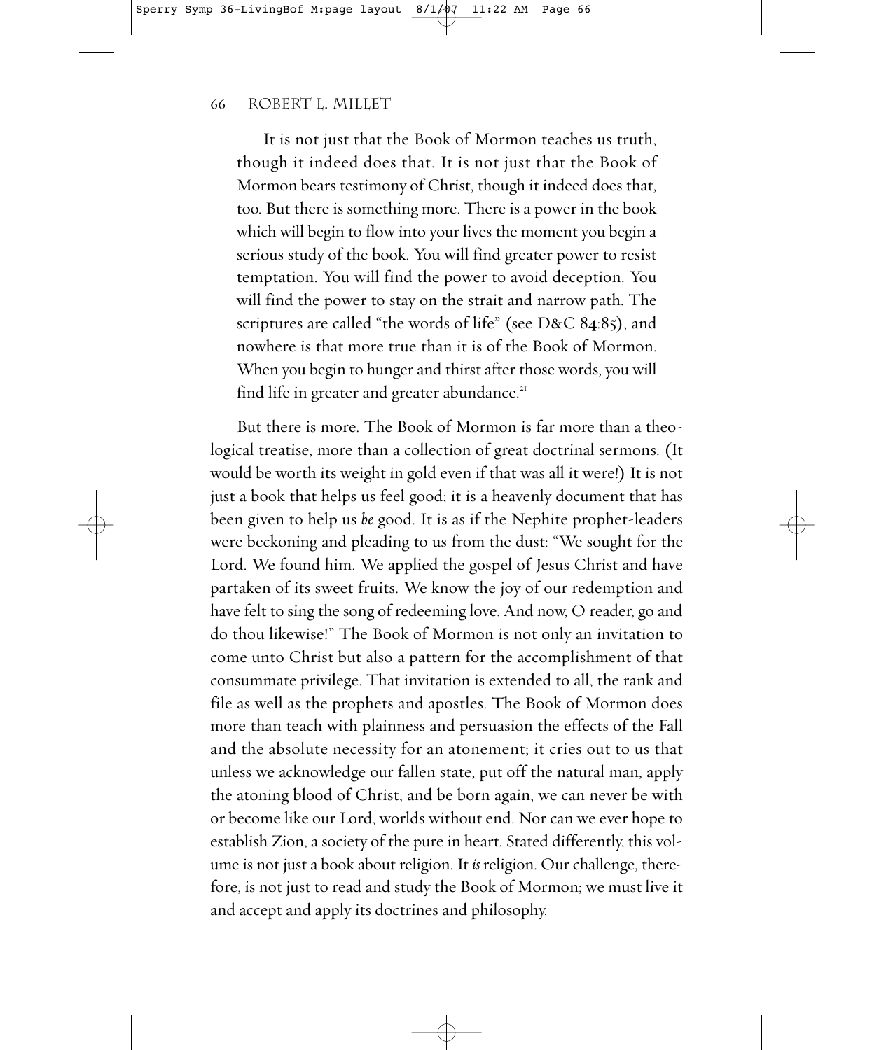> It is not just that the Book of Mormon teaches us truth, though it indeed does that. It is not just that the Book of Mormon bears testimony of Christ, though it indeed does that, too. But there is something more. There is a power in the book which will begin to flow into your lives the moment you begin a serious study of the book. You will find greater power to resist temptation. You will find the power to avoid deception. You will find the power to stay on the strait and narrow path. The scriptures are called "the words of life" (see D&C 84:85), and nowhere is that more true than it is of the Book of Mormon. When you begin to hunger and thirst after those words, you will find life in greater and greater abundance.[21]

But there is more. The Book of Mormon is far more than a theological treatise, more than a collection of great doctrinal sermons. (It would be worth its weight in gold even if that was all it were!) It is not just a book that helps us feel good; it is a heavenly document that has been given to help us *be* good. It is as if the Nephite prophet-leaders were beckoning and pleading to us from the dust: "We sought for the Lord. We found him. We applied the gospel of Jesus Christ and have partaken of its sweet fruits. We know the joy of our redemption and have felt to sing the song of redeeming love. And now, O reader, go and do thou likewise!" The Book of Mormon is not only an invitation to come unto Christ but also a pattern for the accomplishment of that consummate privilege. That invitation is extended to all, the rank and file as well as the prophets and apostles. The Book of Mormon does more than teach with plainness and persuasion the effects of the Fall and the absolute necessity for an atonement; it cries out to us that unless we acknowledge our fallen state, put off the natural man, apply the atoning blood of Christ, and be born again, we can never be with or become like our Lord, worlds without end. Nor can we ever hope to establish Zion, a society of the pure in heart. Stated differently, this volume is not just a book about religion. It *is* religion. Our challenge, therefore, is not just to read and study the Book of Mormon; we must live it and accept and apply its doctrines and philosophy.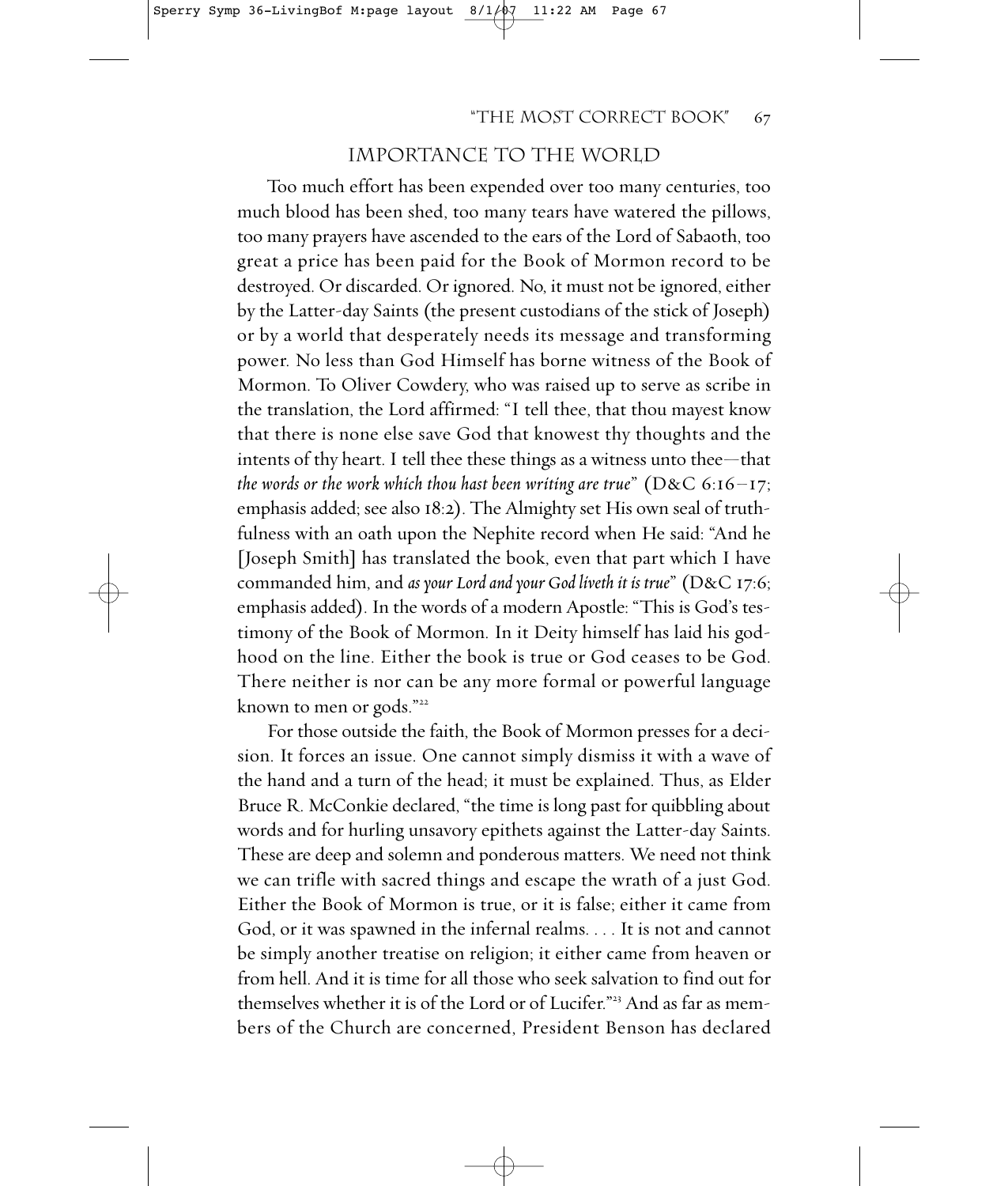## IMPORTANCE TO THE WORLD

Too much effort has been expended over too many centuries, too much blood has been shed, too many tears have watered the pillows, too many prayers have ascended to the ears of the Lord of Sabaoth, too great a price has been paid for the Book of Mormon record to be destroyed. Or discarded. Or ignored. No, it must not be ignored, either by the Latter-day Saints (the present custodians of the stick of Joseph) or by a world that desperately needs its message and transforming power. No less than God Himself has borne witness of the Book of Mormon. To Oliver Cowdery, who was raised up to serve as scribe in the translation, the Lord affirmed: "I tell thee, that thou mayest know that there is none else save God that knowest thy thoughts and the intents of thy heart. I tell thee these things as a witness unto thee—that *the words or the work which thou hast been writing are true*" (D&C 6:16–17; emphasis added; see also 18:2). The Almighty set His own seal of truthfulness with an oath upon the Nephite record when He said: "And he [Joseph Smith] has translated the book, even that part which I have commanded him, and *as your Lord and your God liveth it is true*" (D&C 17:6; emphasis added). In the words of a modern Apostle: "This is God's testimony of the Book of Mormon. In it Deity himself has laid his godhood on the line. Either the book is true or God ceases to be God. There neither is nor can be any more formal or powerful language known to men or gods."[22]

For those outside the faith, the Book of Mormon presses for a decision. It forces an issue. One cannot simply dismiss it with a wave of the hand and a turn of the head; it must be explained. Thus, as Elder Bruce R. McConkie declared, "the time is long past for quibbling about words and for hurling unsavory epithets against the Latter-day Saints. These are deep and solemn and ponderous matters. We need not think we can trifle with sacred things and escape the wrath of a just God. Either the Book of Mormon is true, or it is false; either it came from God, or it was spawned in the infernal realms. . . . It is not and cannot be simply another treatise on religion; it either came from heaven or from hell. And it is time for all those who seek salvation to find out for themselves whether it is of the Lord or of Lucifer."[23] And as far as members of the Church are concerned, President Benson has declared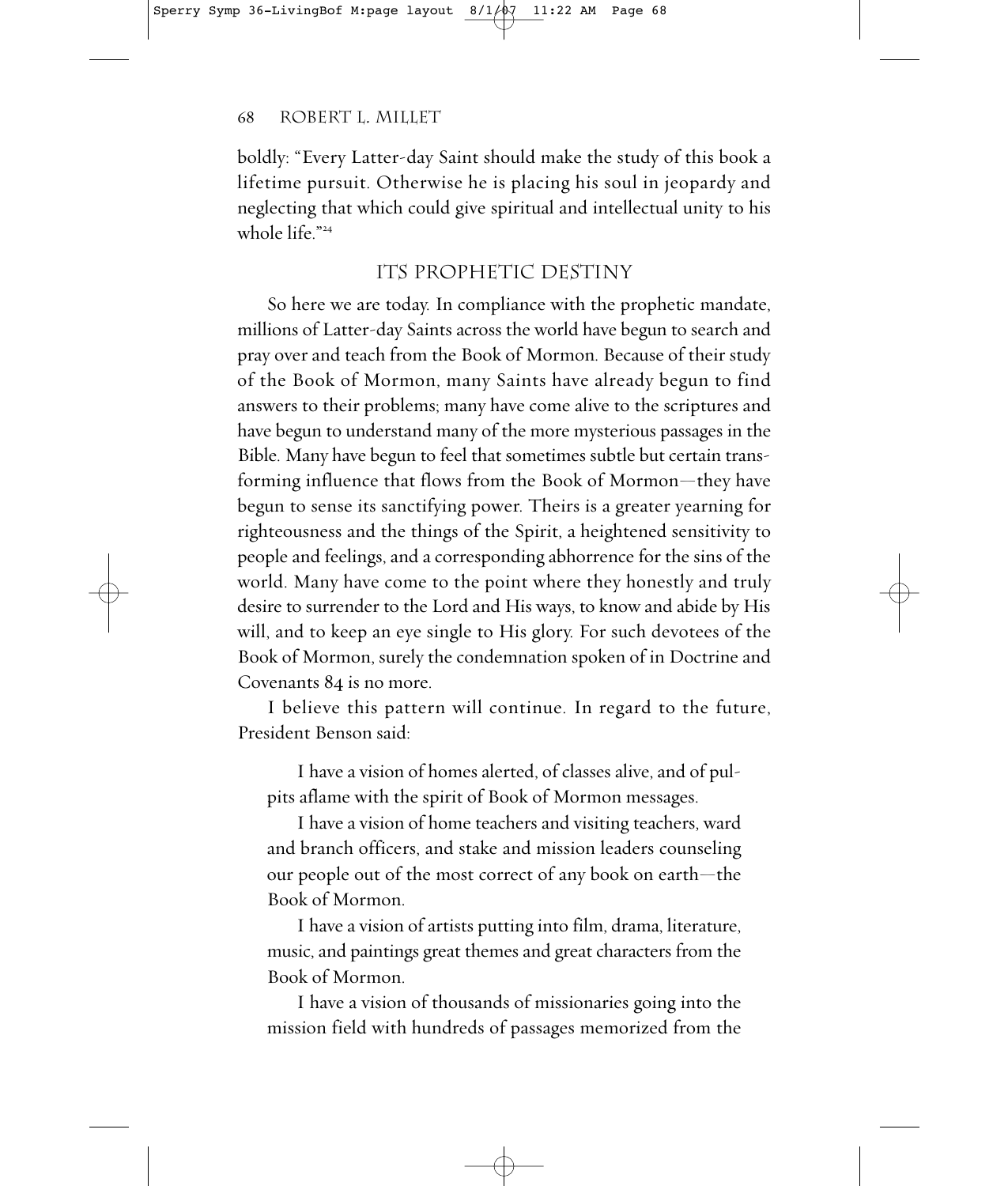boldly: "Every Latter-day Saint should make the study of this book a lifetime pursuit. Otherwise he is placing his soul in jeopardy and neglecting that which could give spiritual and intellectual unity to his whole life."[24]

## ITS PROPHETIC DESTINY

So here we are today. In compliance with the prophetic mandate, millions of Latter-day Saints across the world have begun to search and pray over and teach from the Book of Mormon. Because of their study of the Book of Mormon, many Saints have already begun to find answers to their problems; many have come alive to the scriptures and have begun to understand many of the more mysterious passages in the Bible. Many have begun to feel that sometimes subtle but certain transforming influence that flows from the Book of Mormon—they have begun to sense its sanctifying power. Theirs is a greater yearning for righteousness and the things of the Spirit, a heightened sensitivity to people and feelings, and a corresponding abhorrence for the sins of the world. Many have come to the point where they honestly and truly desire to surrender to the Lord and His ways, to know and abide by His will, and to keep an eye single to His glory. For such devotees of the Book of Mormon, surely the condemnation spoken of in Doctrine and Covenants 84 is no more.

I believe this pattern will continue. In regard to the future, President Benson said:

> I have a vision of homes alerted, of classes alive, and of pulpits aflame with the spirit of Book of Mormon messages.
>
> I have a vision of home teachers and visiting teachers, ward and branch officers, and stake and mission leaders counseling our people out of the most correct of any book on earth—the Book of Mormon.
>
> I have a vision of artists putting into film, drama, literature, music, and paintings great themes and great characters from the Book of Mormon.
>
> I have a vision of thousands of missionaries going into the mission field with hundreds of passages memorized from the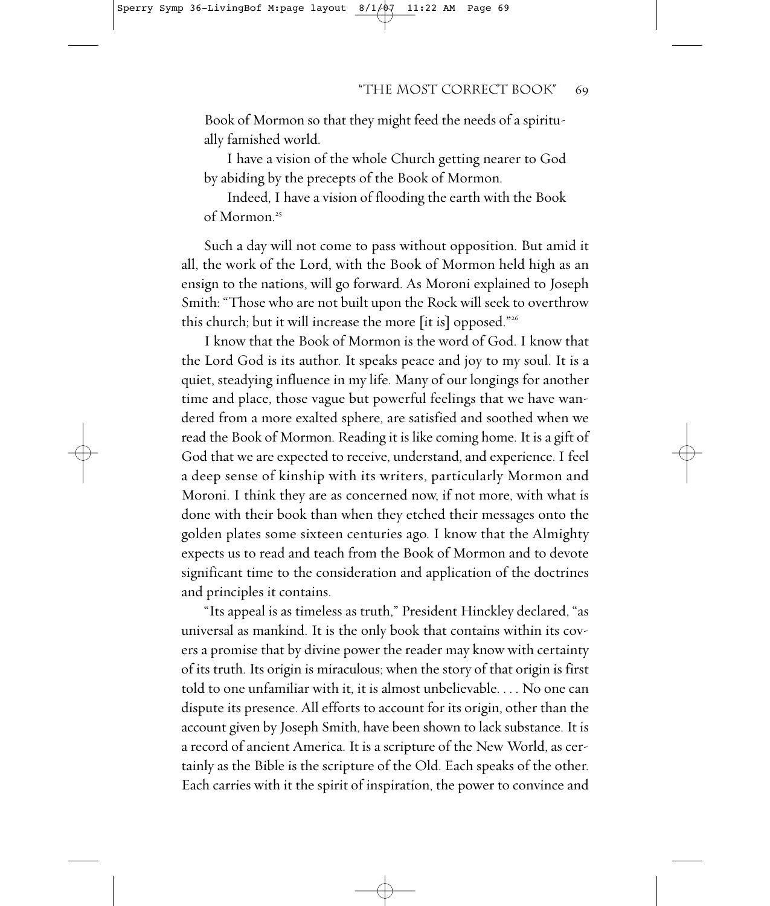Book of Mormon so that they might feed the needs of a spiritually famished world.

I have a vision of the whole Church getting nearer to God by abiding by the precepts of the Book of Mormon.

Indeed, I have a vision of flooding the earth with the Book of Mormon.[25]

Such a day will not come to pass without opposition. But amid it all, the work of the Lord, with the Book of Mormon held high as an ensign to the nations, will go forward. As Moroni explained to Joseph Smith: "Those who are not built upon the Rock will seek to overthrow this church; but it will increase the more [it is] opposed."[26]

I know that the Book of Mormon is the word of God. I know that the Lord God is its author. It speaks peace and joy to my soul. It is a quiet, steadying influence in my life. Many of our longings for another time and place, those vague but powerful feelings that we have wandered from a more exalted sphere, are satisfied and soothed when we read the Book of Mormon. Reading it is like coming home. It is a gift of God that we are expected to receive, understand, and experience. I feel a deep sense of kinship with its writers, particularly Mormon and Moroni. I think they are as concerned now, if not more, with what is done with their book than when they etched their messages onto the golden plates some sixteen centuries ago. I know that the Almighty expects us to read and teach from the Book of Mormon and to devote significant time to the consideration and application of the doctrines and principles it contains.

"Its appeal is as timeless as truth," President Hinckley declared, "as universal as mankind. It is the only book that contains within its covers a promise that by divine power the reader may know with certainty of its truth. Its origin is miraculous; when the story of that origin is first told to one unfamiliar with it, it is almost unbelievable. . . . No one can dispute its presence. All efforts to account for its origin, other than the account given by Joseph Smith, have been shown to lack substance. It is a record of ancient America. It is a scripture of the New World, as certainly as the Bible is the scripture of the Old. Each speaks of the other. Each carries with it the spirit of inspiration, the power to convince and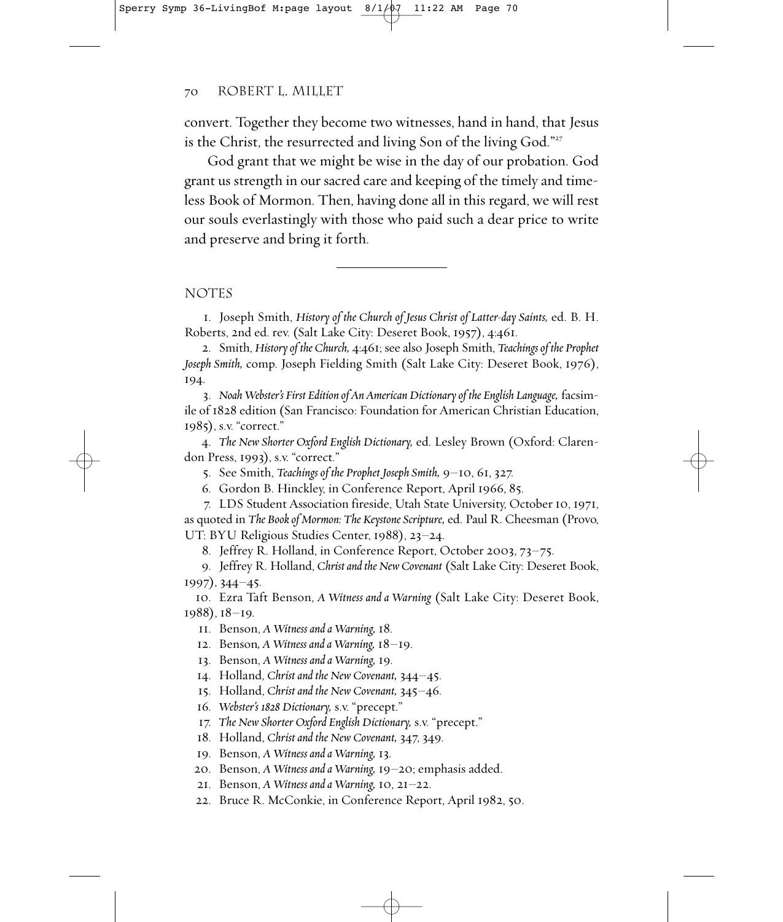convert. Together they become two witnesses, hand in hand, that Jesus is the Christ, the resurrected and living Son of the living God."[27]

God grant that we might be wise in the day of our probation. God grant us strength in our sacred care and keeping of the timely and timeless Book of Mormon. Then, having done all in this regard, we will rest our souls everlastingly with those who paid such a dear price to write and preserve and bring it forth.

---

## NOTES

1. Joseph Smith, *History of the Church of Jesus Christ of Latter-day Saints,* ed. B. H. Roberts, 2nd ed. rev. (Salt Lake City: Deseret Book, 1957), 4:461.
2. Smith, *History of the Church,* 4:461; see also Joseph Smith, *Teachings of the Prophet Joseph Smith,* comp. Joseph Fielding Smith (Salt Lake City: Deseret Book, 1976), 194.
3. *Noah Webster's First Edition of An American Dictionary of the English Language,* facsimile of 1828 edition (San Francisco: Foundation for American Christian Education, 1985), s.v. "correct."
4. *The New Shorter Oxford English Dictionary,* ed. Lesley Brown (Oxford: Clarendon Press, 1993), s.v. "correct."
5. See Smith, *Teachings of the Prophet Joseph Smith,* 9–10, 61, 327.
6. Gordon B. Hinckley, in Conference Report, April 1966, 85.
7. LDS Student Association fireside, Utah State University, October 10, 1971, as quoted in *The Book of Mormon: The Keystone Scripture,* ed. Paul R. Cheesman (Provo, UT: BYU Religious Studies Center, 1988), 23–24.
8. Jeffrey R. Holland, in Conference Report, October 2003, 73–75.
9. Jeffrey R. Holland, *Christ and the New Covenant* (Salt Lake City: Deseret Book, 1997), 344–45.
10. Ezra Taft Benson, *A Witness and a Warning* (Salt Lake City: Deseret Book, 1988), 18–19.
11. Benson, *A Witness and a Warning,* 18.
12. Benson, *A Witness and a Warning,* 18–19.
13. Benson, *A Witness and a Warning,* 19.
14. Holland, *Christ and the New Covenant,* 344–45.
15. Holland, *Christ and the New Covenant,* 345–46.
16. *Webster's 1828 Dictionary,* s.v. "precept."
17. *The New Shorter Oxford English Dictionary,* s.v. "precept."
18. Holland, *Christ and the New Covenant,* 347, 349.
19. Benson, *A Witness and a Warning,* 13.
20. Benson, *A Witness and a Warning,* 19–20; emphasis added.
21. Benson, *A Witness and a Warning,* 10, 21–22.
22. Bruce R. McConkie, in Conference Report, April 1982, 50.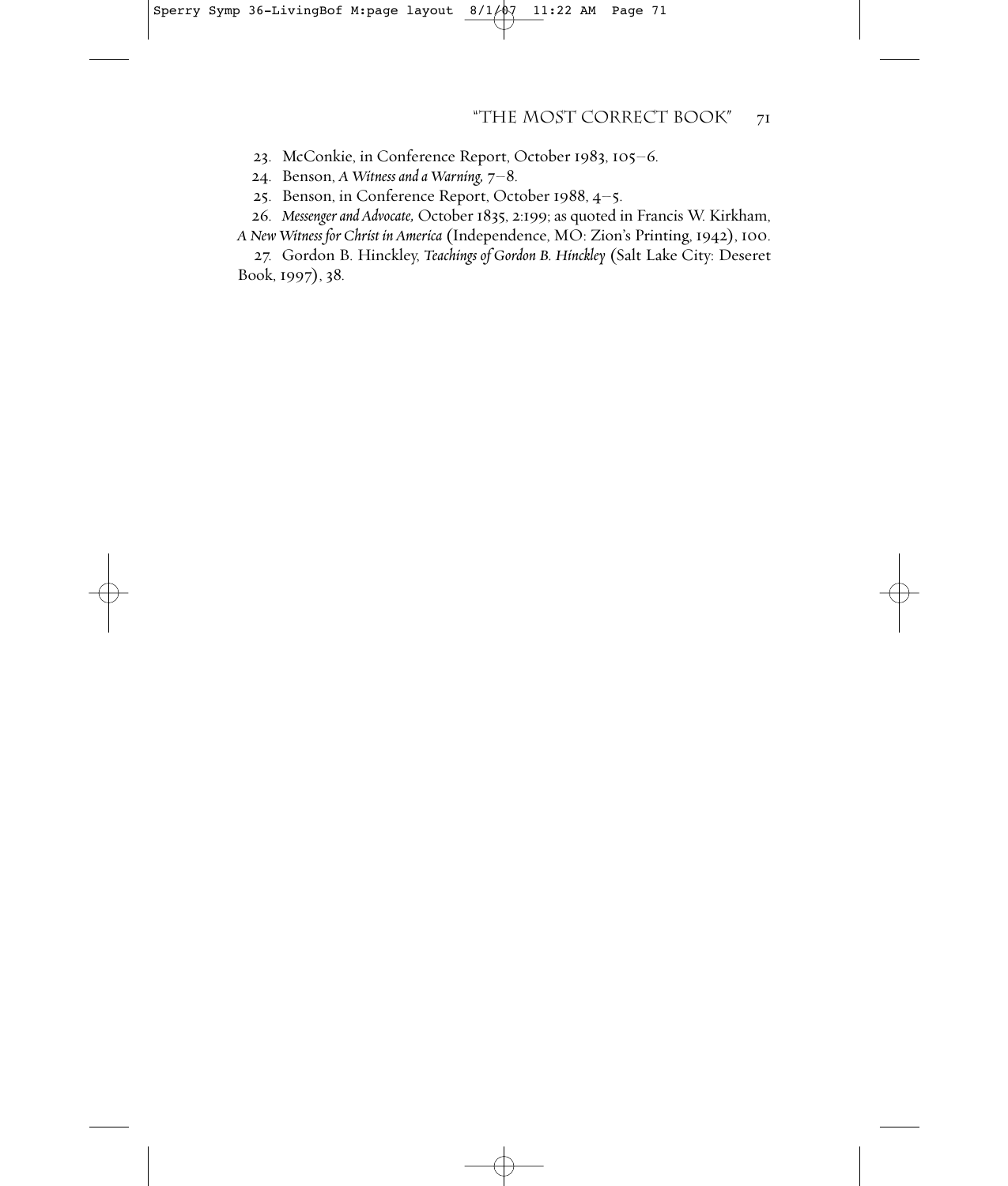23. McConkie, in Conference Report, October 1983, 105–6.

24. Benson, *A Witness and a Warning,* 7–8.

25. Benson, in Conference Report, October 1988, 4–5.

26. *Messenger and Advocate,* October 1835, 2:199; as quoted in Francis W. Kirkham, *A New Witness for Christ in America* (Independence, MO: Zion's Printing, 1942), 100.

27. Gordon B. Hinckley, *Teachings of Gordon B. Hinckley* (Salt Lake City: Deseret Book, 1997), 38.